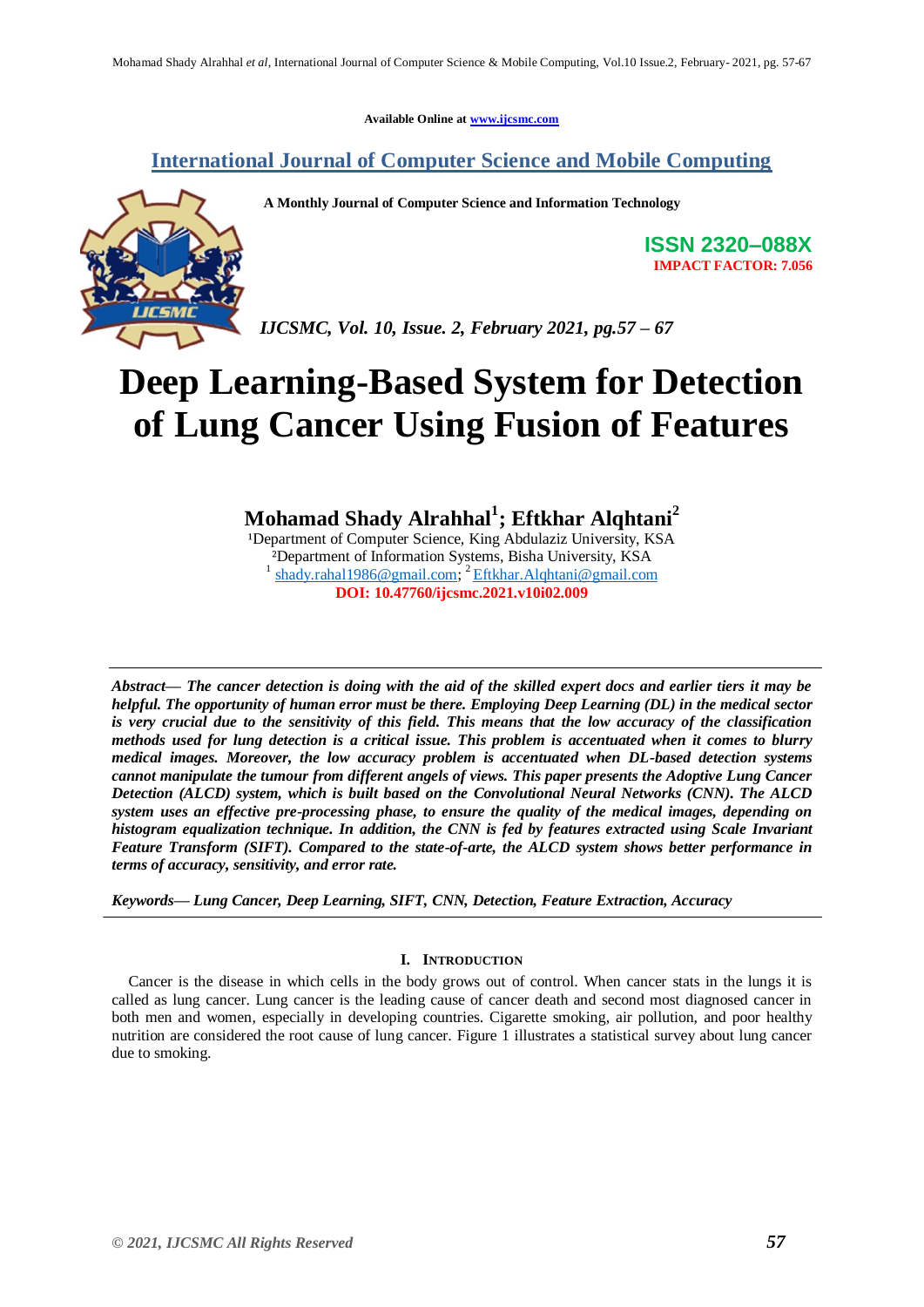Available Online at www.ijcsmc.com

## International Journal of Computer Science and Mobile Computing

**A Monthly Journal of Computer Science and Information Technology**

**ISSN 2320–088X**
**IMPACT FACTOR: 7.056**

*IJCSMC, Vol. 10, Issue. 2, February 2021, pg.57 – 67*

# Deep Learning-Based System for Detection of Lung Cancer Using Fusion of Features

**Mohamad Shady Alrahhal[1]; Eftkhar Alqhtani[2]**

[1]Department of Computer Science, King Abdulaziz University, KSA
[2]Department of Information Systems, Bisha University, KSA
[1] shady.rahal1986@gmail.com; [2] Eftkhar.Alqhtani@gmail.com
**DOI: 10.47760/ijcsmc.2021.v10i02.009**

***Abstract—*** ***The cancer detection is doing with the aid of the skilled expert docs and earlier tiers it may be helpful. The opportunity of human error must be there. Employing Deep Learning (DL) in the medical sector is very crucial due to the sensitivity of this field. This means that the low accuracy of the classification methods used for lung detection is a critical issue. This problem is accentuated when it comes to blurry medical images. Moreover, the low accuracy problem is accentuated when DL-based detection systems cannot manipulate the tumour from different angels of views. This paper presents the Adoptive Lung Cancer Detection (ALCD) system, which is built based on the Convolutional Neural Networks (CNN). The ALCD system uses an effective pre-processing phase, to ensure the quality of the medical images, depending on histogram equalization technique. In addition, the CNN is fed by features extracted using Scale Invariant Feature Transform (SIFT). Compared to the state-of-arte, the ALCD system shows better performance in terms of accuracy, sensitivity, and error rate.***

***Keywords—*** ***Lung Cancer, Deep Learning, SIFT, CNN, Detection, Feature Extraction, Accuracy***

## I. INTRODUCTION

Cancer is the disease in which cells in the body grows out of control. When cancer stats in the lungs it is called as lung cancer. Lung cancer is the leading cause of cancer death and second most diagnosed cancer in both men and women, especially in developing countries. Cigarette smoking, air pollution, and poor healthy nutrition are considered the root cause of lung cancer. Figure 1 illustrates a statistical survey about lung cancer due to smoking.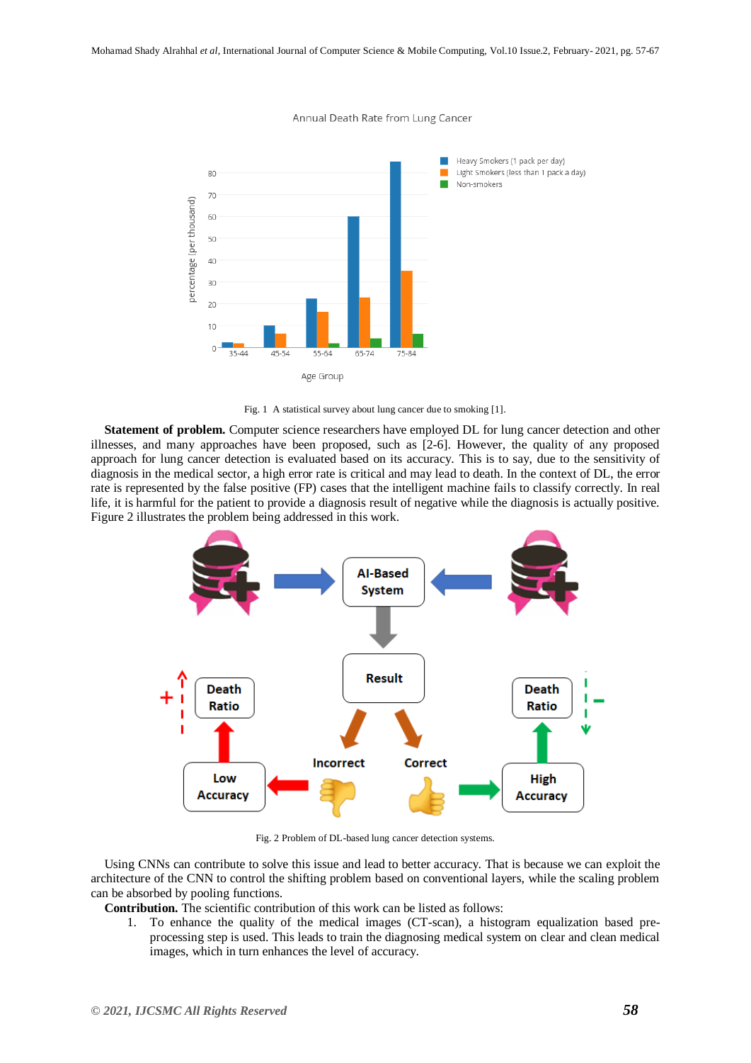Fig. 1 A statistical survey about lung cancer due to smoking [1].

**Statement of problem.** Computer science researchers have employed DL for lung cancer detection and other illnesses, and many approaches have been proposed, such as [2-6]. However, the quality of any proposed approach for lung cancer detection is evaluated based on its accuracy. This is to say, due to the sensitivity of diagnosis in the medical sector, a high error rate is critical and may lead to death. In the context of DL, the error rate is represented by the false positive (FP) cases that the intelligent machine fails to classify correctly. In real life, it is harmful for the patient to provide a diagnosis result of negative while the diagnosis is actually positive. Figure 2 illustrates the problem being addressed in this work.

Fig. 2 Problem of DL-based lung cancer detection systems.

Using CNNs can contribute to solve this issue and lead to better accuracy. That is because we can exploit the architecture of the CNN to control the shifting problem based on conventional layers, while the scaling problem can be absorbed by pooling functions.

**Contribution.** The scientific contribution of this work can be listed as follows:

1. To enhance the quality of the medical images (CT-scan), a histogram equalization based pre-processing step is used. This leads to train the diagnosing medical system on clear and clean medical images, which in turn enhances the level of accuracy.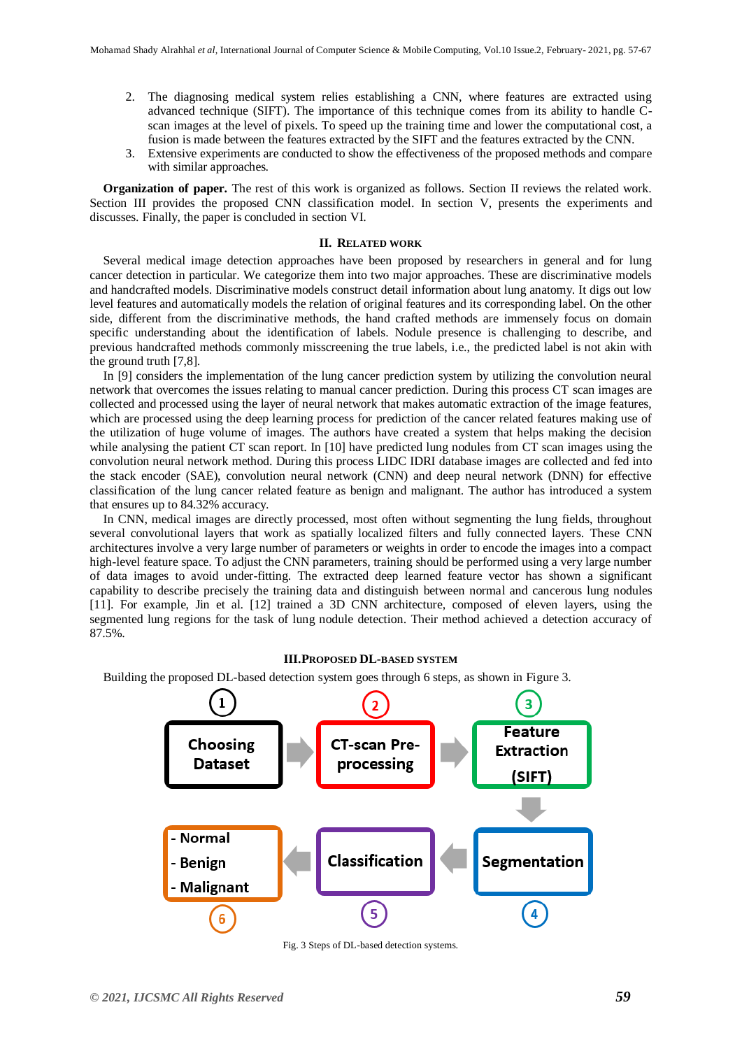2. The diagnosing medical system relies establishing a CNN, where features are extracted using advanced technique (SIFT). The importance of this technique comes from its ability to handle C-scan images at the level of pixels. To speed up the training time and lower the computational cost, a fusion is made between the features extracted by the SIFT and the features extracted by the CNN.
3. Extensive experiments are conducted to show the effectiveness of the proposed methods and compare with similar approaches.

**Organization of paper.** The rest of this work is organized as follows. Section II reviews the related work. Section III provides the proposed CNN classification model. In section V, presents the experiments and discusses. Finally, the paper is concluded in section VI.

## II. Related Work

Several medical image detection approaches have been proposed by researchers in general and for lung cancer detection in particular. We categorize them into two major approaches. These are discriminative models and handcrafted models. Discriminative models construct detail information about lung anatomy. It digs out low level features and automatically models the relation of original features and its corresponding label. On the other side, different from the discriminative methods, the hand crafted methods are immensely focus on domain specific understanding about the identification of labels. Nodule presence is challenging to describe, and previous handcrafted methods commonly misscreening the true labels, i.e., the predicted label is not akin with the ground truth [7,8].

In [9] considers the implementation of the lung cancer prediction system by utilizing the convolution neural network that overcomes the issues relating to manual cancer prediction. During this process CT scan images are collected and processed using the layer of neural network that makes automatic extraction of the image features, which are processed using the deep learning process for prediction of the cancer related features making use of the utilization of huge volume of images. The authors have created a system that helps making the decision while analysing the patient CT scan report. In [10] have predicted lung nodules from CT scan images using the convolution neural network method. During this process LIDC IDRI database images are collected and fed into the stack encoder (SAE), convolution neural network (CNN) and deep neural network (DNN) for effective classification of the lung cancer related feature as benign and malignant. The author has introduced a system that ensures up to 84.32% accuracy.

In CNN, medical images are directly processed, most often without segmenting the lung fields, throughout several convolutional layers that work as spatially localized filters and fully connected layers. These CNN architectures involve a very large number of parameters or weights in order to encode the images into a compact high-level feature space. To adjust the CNN parameters, training should be performed using a very large number of data images to avoid under-fitting. The extracted deep learned feature vector has shown a significant capability to describe precisely the training data and distinguish between normal and cancerous lung nodules [11]. For example, Jin et al. [12] trained a 3D CNN architecture, composed of eleven layers, using the segmented lung regions for the task of lung nodule detection. Their method achieved a detection accuracy of 87.5%.

## III. Proposed DL-based System

Building the proposed DL-based detection system goes through 6 steps, as shown in Figure 3.

1. Choosing Dataset
2. CT-scan Pre-processing
3. Feature Extraction (SIFT)
4. Segmentation
5. Classification
6. - Normal - Benign - Malignant

Fig. 3 Steps of DL-based detection systems.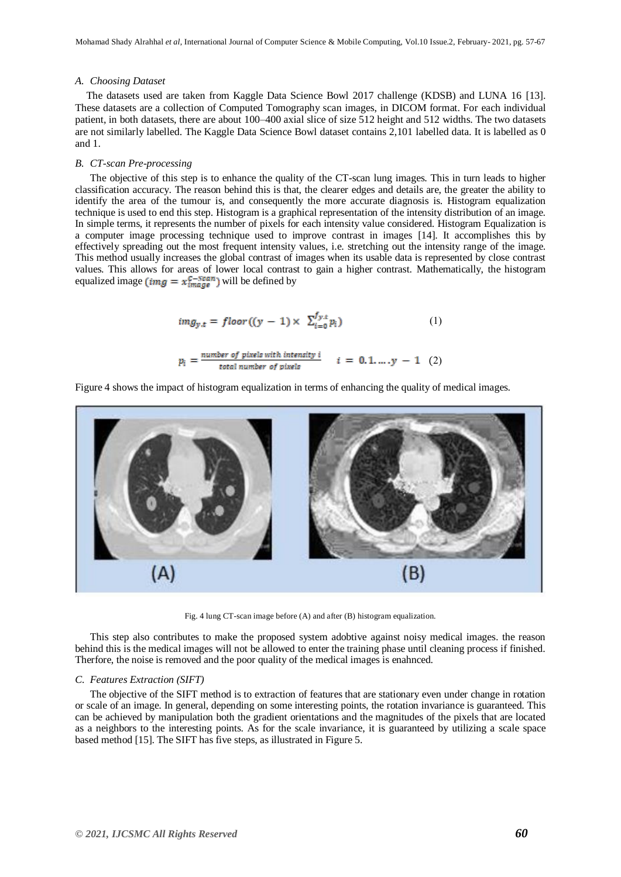### A. Choosing Dataset

The datasets used are taken from Kaggle Data Science Bowl 2017 challenge (KDSB) and LUNA 16 [13]. These datasets are a collection of Computed Tomography scan images, in DICOM format. For each individual patient, in both datasets, there are about 100–400 axial slice of size 512 height and 512 widths. The two datasets are not similarly labelled. The Kaggle Data Science Bowl dataset contains 2,101 labelled data. It is labelled as 0 and 1.

### B. CT-scan Pre-processing

The objective of this step is to enhance the quality of the CT-scan lung images. This in turn leads to higher classification accuracy. The reason behind this is that, the clearer edges and details are, the greater the ability to identify the area of the tumour is, and consequently the more accurate diagnosis is. Histogram equalization technique is used to end this step. Histogram is a graphical representation of the intensity distribution of an image. In simple terms, it represents the number of pixels for each intensity value considered. Histogram Equalization is a computer image processing technique used to improve contrast in images [14]. It accomplishes this by effectively spreading out the most frequent intensity values, i.e. stretching out the intensity range of the image. This method usually increases the global contrast of images when its usable data is represented by close contrast values. This allows for areas of lower local contrast to gain a higher contrast. Mathematically, the histogram equalized image ($img = x_{image}^{C-Scan}$) will be defined by

$$img_{y,t} = floor((y - 1) \times \sum_{i=0}^{f_{y,t}} p_i) \quad (1)$$

$$p_i = \frac{\text{number of pixels with intensity } i}{\text{total number of pixels}} \quad i = 0, 1, \ldots, y - 1 \quad (2)$$

Figure 4 shows the impact of histogram equalization in terms of enhancing the quality of medical images.

Fig. 4 lung CT-scan image before (A) and after (B) histogram equalization.

This step also contributes to make the proposed system adobtive against noisy medical images. the reason behind this is the medical images will not be allowed to enter the training phase until cleaning process if finished. Therfore, the noise is removed and the poor quality of the medical images is enahnced.

### C. Features Extraction (SIFT)

The objective of the SIFT method is to extraction of features that are stationary even under change in rotation or scale of an image. In general, depending on some interesting points, the rotation invariance is guaranteed. This can be achieved by manipulation both the gradient orientations and the magnitudes of the pixels that are located as a neighbors to the interesting points. As for the scale invariance, it is guaranteed by utilizing a scale space based method [15]. The SIFT has five steps, as illustrated in Figure 5.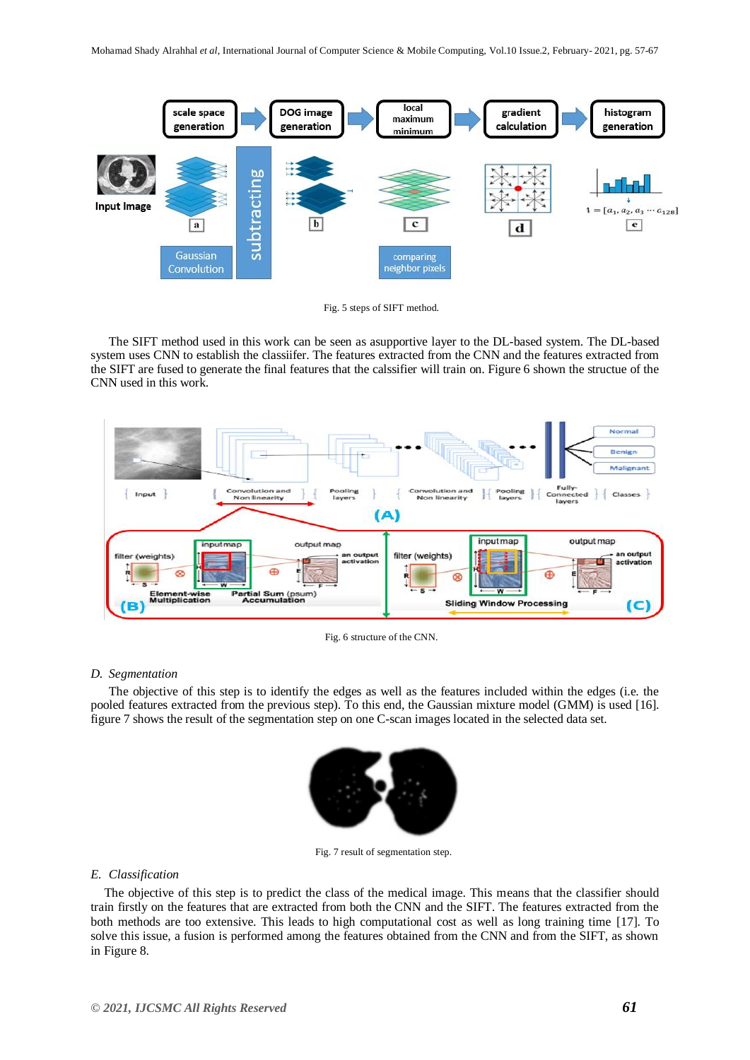Fig. 5 steps of SIFT method.

The SIFT method used in this work can be seen as asupportive layer to the DL-based system. The DL-based system uses CNN to establish the classiifer. The features extracted from the CNN and the features extracted from the SIFT are fused to generate the final features that the calssifier will train on. Figure 6 shown the structue of the CNN used in this work.

Fig. 6 structure of the CNN.

### *D. Segmentation*

The objective of this step is to identify the edges as well as the features included within the edges (i.e. the pooled features extracted from the previous step). To this end, the Gaussian mixture model (GMM) is used [16]. figure 7 shows the result of the segmentation step on one C-scan images located in the selected data set.

Fig. 7 result of segmentation step.

### *E. Classification*

The objective of this step is to predict the class of the medical image. This means that the classifier should train firstly on the features that are extracted from both the CNN and the SIFT. The features extracted from the both methods are too extensive. This leads to high computational cost as well as long training time [17]. To solve this issue, a fusion is performed among the features obtained from the CNN and from the SIFT, as shown in Figure 8.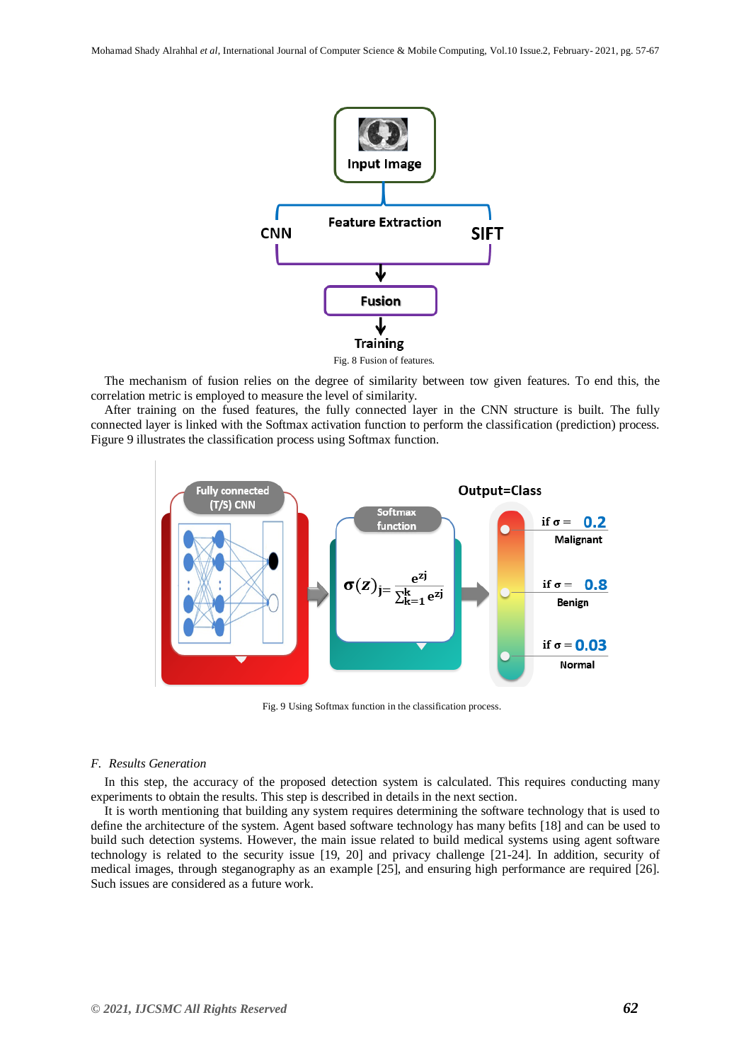Fig. 8 Fusion of features.

The mechanism of fusion relies on the degree of similarity between tow given features. To end this, the correlation metric is employed to measure the level of similarity.

After training on the fused features, the fully connected layer in the CNN structure is built. The fully connected layer is linked with the Softmax activation function to perform the classification (prediction) process. Figure 9 illustrates the classification process using Softmax function.

Fig. 9 Using Softmax function in the classification process.

### *F. Results Generation*

In this step, the accuracy of the proposed detection system is calculated. This requires conducting many experiments to obtain the results. This step is described in details in the next section.

It is worth mentioning that building any system requires determining the software technology that is used to define the architecture of the system. Agent based software technology has many befits [18] and can be used to build such detection systems. However, the main issue related to build medical systems using agent software technology is related to the security issue [19, 20] and privacy challenge [21-24]. In addition, security of medical images, through steganography as an example [25], and ensuring high performance are required [26]. Such issues are considered as a future work.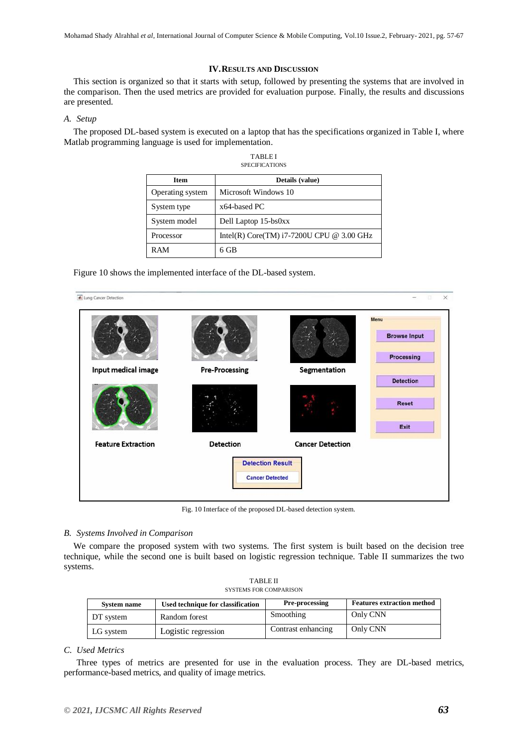## IV. RESULTS AND DISCUSSION

This section is organized so that it starts with setup, followed by presenting the systems that are involved in the comparison. Then the used metrics are provided for evaluation purpose. Finally, the results and discussions are presented.

### *A. Setup*

The proposed DL-based system is executed on a laptop that has the specifications organized in Table I, where Matlab programming language is used for implementation.

TABLE I
SPECIFICATIONS

| Item | Details (value) |
|---|---|
| Operating system | Microsoft Windows 10 |
| System type | x64-based PC |
| System model | Dell Laptop 15-bs0xx |
| Processor | Intel(R) Core(TM) i7-7200U CPU @ 3.00 GHz |
| RAM | 6 GB |

Figure 10 shows the implemented interface of the DL-based system.

Fig. 10 Interface of the proposed DL-based detection system.

### *B. Systems Involved in Comparison*

We compare the proposed system with two systems. The first system is built based on the decision tree technique, while the second one is built based on logistic regression technique. Table II summarizes the two systems.

TABLE II
SYSTEMS FOR COMPARISON

| System name | Used technique for classification | Pre-processing | Features extraction method |
|---|---|---|---|
| DT system | Random forest | Smoothing | Only CNN |
| LG system | Logistic regression | Contrast enhancing | Only CNN |

### *C. Used Metrics*

Three types of metrics are presented for use in the evaluation process. They are DL-based metrics, performance-based metrics, and quality of image metrics.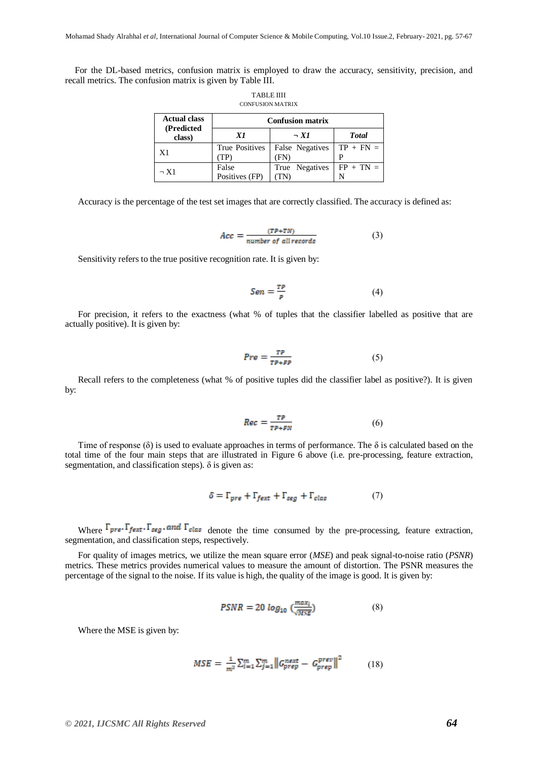For the DL-based metrics, confusion matrix is employed to draw the accuracy, sensitivity, precision, and recall metrics. The confusion matrix is given by Table III.

TABLE IIII
CONFUSION MATRIX

| Actual class (Predicted class) | Confusion matrix | | |
|---|---|---|---|
| | ***X1*** | ***¬ X1*** | ***Total*** |
| X1 | True Positives (TP) | False Negatives (FN) | TP + FN = P |
| ¬ X1 | False Positives (FP) | True Negatives (TN) | FP + TN = N |

Accuracy is the percentage of the test set images that are correctly classified. The accuracy is defined as:

$$Acc = \frac{(TP+TN)}{number\ of\ all\ records} \tag{3}$$

Sensitivity refers to the true positive recognition rate. It is given by:

$$Sen = \frac{TP}{P} \tag{4}$$

For precision, it refers to the exactness (what % of tuples that the classifier labelled as positive that are actually positive). It is given by:

$$Pre = \frac{TP}{TP+FP} \tag{5}$$

Recall refers to the completeness (what % of positive tuples did the classifier label as positive?). It is given by:

$$Rec = \frac{TP}{TP+FN} \tag{6}$$

Time of response (δ) is used to evaluate approaches in terms of performance. The δ is calculated based on the total time of the four main steps that are illustrated in Figure 6 above (i.e. pre-processing, feature extraction, segmentation, and classification steps). δ is given as:

$$\delta = \Gamma_{pre} + \Gamma_{fext} + \Gamma_{seg} + \Gamma_{clas} \tag{7}$$

Where $\Gamma_{pre}, \Gamma_{fext}, \Gamma_{seg}, and\ \Gamma_{clas}$ denote the time consumed by the pre-processing, feature extraction, segmentation, and classification steps, respectively.

For quality of images metrics, we utilize the mean square error (*MSE*) and peak signal-to-noise ratio (*PSNR*) metrics. These metrics provides numerical values to measure the amount of distortion. The PSNR measures the percentage of the signal to the noise. If its value is high, the quality of the image is good. It is given by:

$$PSNR = 20\ log_{10}\ (\frac{max_i}{\sqrt{MSE}}) \tag{8}$$

Where the MSE is given by:

$$MSE = \frac{1}{m^2} \sum_{i=1}^{m} \sum_{j=1}^{m} \left\| G_{prep}^{next} - G_{prep}^{prev} \right\|^2 \tag{18}$$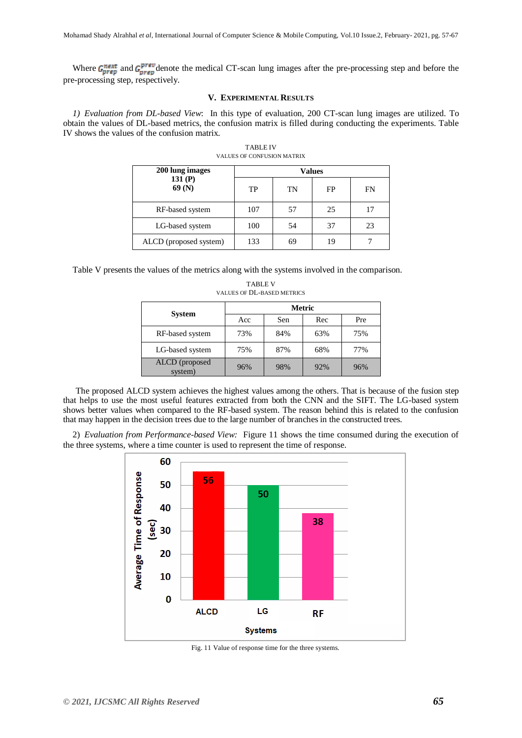Where $G_{prep}^{next}$ and $G_{prep}^{prev}$ denote the medical CT-scan lung images after the pre-processing step and before the pre-processing step, respectively.

## V. Experimental Results

*1) Evaluation from DL-based View*: In this type of evaluation, 200 CT-scan lung images are utilized. To obtain the values of DL-based metrics, the confusion matrix is filled during conducting the experiments. Table IV shows the values of the confusion matrix.

TABLE IV
VALUES OF CONFUSION MATRIX

| **200 lung images 131 (P) 69 (N)** | **Values** | | | |
|---|---|---|---|---|
| | TP | TN | FP | FN |
| RF-based system | 107 | 57 | 25 | 17 |
| LG-based system | 100 | 54 | 37 | 23 |
| ALCD (proposed system) | 133 | 69 | 19 | 7 |

Table V presents the values of the metrics along with the systems involved in the comparison.

TABLE V
VALUES OF DL-BASED METRICS

| **System** | **Metric** | | | |
|---|---|---|---|---|
| | Acc | Sen | Rec | Pre |
| RF-based system | 73% | 84% | 63% | 75% |
| LG-based system | 75% | 87% | 68% | 77% |
| ALCD (proposed system) | 96% | 98% | 92% | 96% |

The proposed ALCD system achieves the highest values among the others. That is because of the fusion step that helps to use the most useful features extracted from both the CNN and the SIFT. The LG-based system shows better values when compared to the RF-based system. The reason behind this is related to the confusion that may happen in the decision trees due to the large number of branches in the constructed trees.

2) *Evaluation from Performance-based View:* Figure 11 shows the time consumed during the execution of the three systems, where a time counter is used to represent the time of response.

| Systems | Average Time of Response (sec) |
|---|---|
| ALCD | 56 |
| LG | 50 |
| RF | 38 |

Fig. 11 Value of response time for the three systems.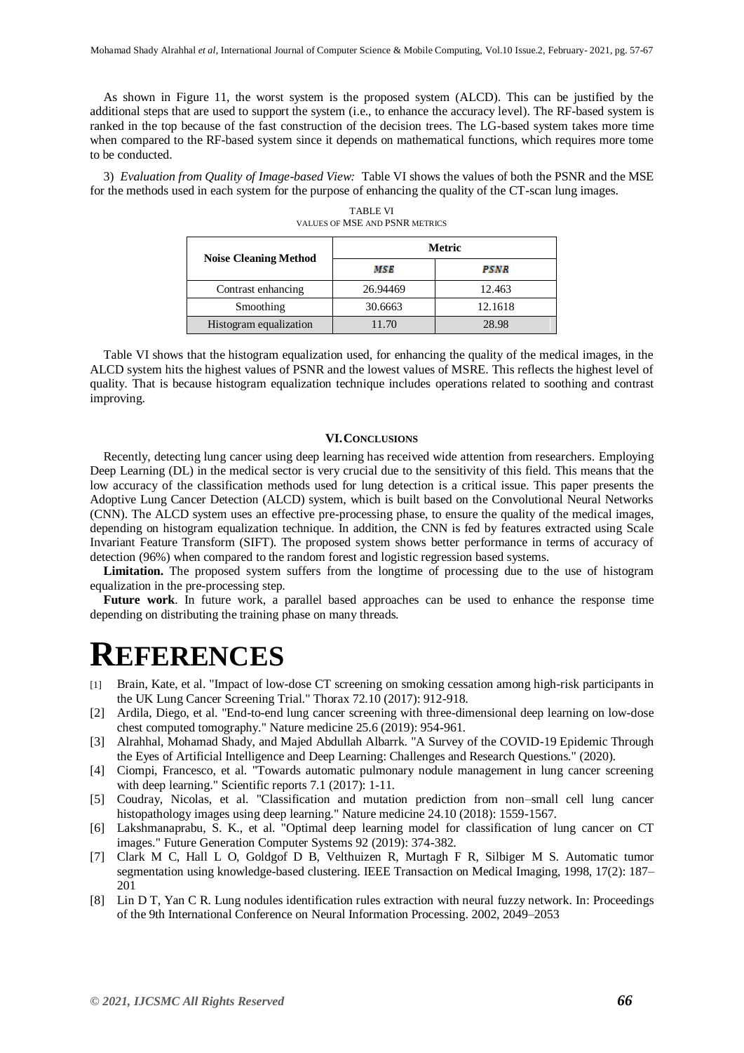As shown in Figure 11, the worst system is the proposed system (ALCD). This can be justified by the additional steps that are used to support the system (i.e., to enhance the accuracy level). The RF-based system is ranked in the top because of the fast construction of the decision trees. The LG-based system takes more time when compared to the RF-based system since it depends on mathematical functions, which requires more tome to be conducted.

3) *Evaluation from Quality of Image-based View:* Table VI shows the values of both the PSNR and the MSE for the methods used in each system for the purpose of enhancing the quality of the CT-scan lung images.

TABLE VI
VALUES OF MSE AND PSNR METRICS

| Noise Cleaning Method | Metric | |
|---|---|---|
| | *MSE* | *PSNR* |
| Contrast enhancing | 26.94469 | 12.463 |
| Smoothing | 30.6663 | 12.1618 |
| Histogram equalization | 11.70 | 28.98 |

Table VI shows that the histogram equalization used, for enhancing the quality of the medical images, in the ALCD system hits the highest values of PSNR and the lowest values of MSRE. This reflects the highest level of quality. That is because histogram equalization technique includes operations related to soothing and contrast improving.

## VI. CONCLUSIONS

Recently, detecting lung cancer using deep learning has received wide attention from researchers. Employing Deep Learning (DL) in the medical sector is very crucial due to the sensitivity of this field. This means that the low accuracy of the classification methods used for lung detection is a critical issue. This paper presents the Adoptive Lung Cancer Detection (ALCD) system, which is built based on the Convolutional Neural Networks (CNN). The ALCD system uses an effective pre-processing phase, to ensure the quality of the medical images, depending on histogram equalization technique. In addition, the CNN is fed by features extracted using Scale Invariant Feature Transform (SIFT). The proposed system shows better performance in terms of accuracy of detection (96%) when compared to the random forest and logistic regression based systems.

**Limitation.** The proposed system suffers from the longtime of processing due to the use of histogram equalization in the pre-processing step.

**Future work**. In future work, a parallel based approaches can be used to enhance the response time depending on distributing the training phase on many threads.

# REFERENCES

[1] Brain, Kate, et al. "Impact of low-dose CT screening on smoking cessation among high-risk participants in the UK Lung Cancer Screening Trial." Thorax 72.10 (2017): 912-918.

[2] Ardila, Diego, et al. "End-to-end lung cancer screening with three-dimensional deep learning on low-dose chest computed tomography." Nature medicine 25.6 (2019): 954-961.

[3] Alrahhal, Mohamad Shady, and Majed Abdullah Albarrk. "A Survey of the COVID-19 Epidemic Through the Eyes of Artificial Intelligence and Deep Learning: Challenges and Research Questions." (2020).

[4] Ciompi, Francesco, et al. "Towards automatic pulmonary nodule management in lung cancer screening with deep learning." Scientific reports 7.1 (2017): 1-11.

[5] Coudray, Nicolas, et al. "Classification and mutation prediction from non–small cell lung cancer histopathology images using deep learning." Nature medicine 24.10 (2018): 1559-1567.

[6] Lakshmanaprabu, S. K., et al. "Optimal deep learning model for classification of lung cancer on CT images." Future Generation Computer Systems 92 (2019): 374-382.

[7] Clark M C, Hall L O, Goldgof D B, Velthuizen R, Murtagh F R, Silbiger M S. Automatic tumor segmentation using knowledge-based clustering. IEEE Transaction on Medical Imaging, 1998, 17(2): 187–201

[8] Lin D T, Yan C R. Lung nodules identification rules extraction with neural fuzzy network. In: Proceedings of the 9th International Conference on Neural Information Processing. 2002, 2049–2053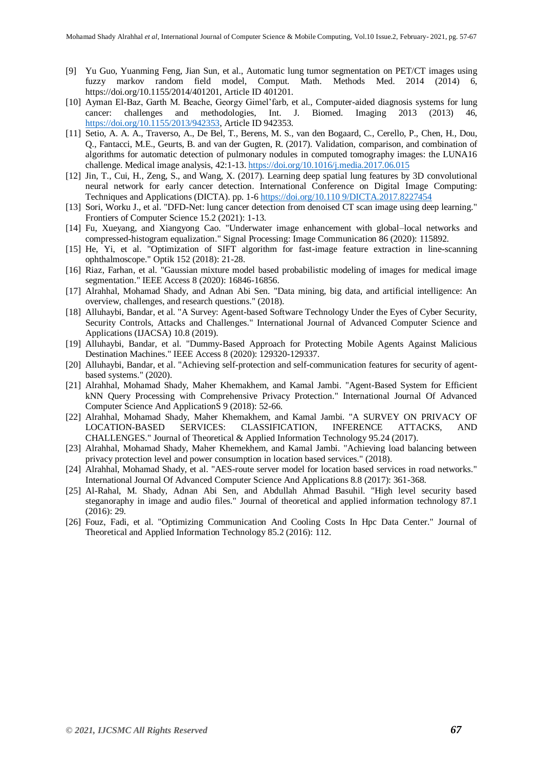[9] Yu Guo, Yuanming Feng, Jian Sun, et al., Automatic lung tumor segmentation on PET/CT images using fuzzy markov random field model, Comput. Math. Methods Med. 2014 (2014) 6, https://doi.org/10.1155/2014/401201, Article ID 401201.

[10] Ayman El-Baz, Garth M. Beache, Georgy Gimel'farb, et al., Computer-aided diagnosis systems for lung cancer: challenges and methodologies, Int. J. Biomed. Imaging 2013 (2013) 46, https://doi.org/10.1155/2013/942353, Article ID 942353.

[11] Setio, A. A. A., Traverso, A., De Bel, T., Berens, M. S., van den Bogaard, C., Cerello, P., Chen, H., Dou, Q., Fantacci, M.E., Geurts, B. and van der Gugten, R. (2017). Validation, comparison, and combination of algorithms for automatic detection of pulmonary nodules in computed tomography images: the LUNA16 challenge. Medical image analysis, 42:1-13. https://doi.org/10.1016/j.media.2017.06.015

[12] Jin, T., Cui, H., Zeng, S., and Wang, X. (2017). Learning deep spatial lung features by 3D convolutional neural network for early cancer detection. International Conference on Digital Image Computing: Techniques and Applications (DICTA). pp. 1-6 https://doi.org/10.110 9/DICTA.2017.8227454

[13] Sori, Worku J., et al. "DFD-Net: lung cancer detection from denoised CT scan image using deep learning." Frontiers of Computer Science 15.2 (2021): 1-13.

[14] Fu, Xueyang, and Xiangyong Cao. "Underwater image enhancement with global–local networks and compressed-histogram equalization." Signal Processing: Image Communication 86 (2020): 115892.

[15] He, Yi, et al. "Optimization of SIFT algorithm for fast-image feature extraction in line-scanning ophthalmoscope." Optik 152 (2018): 21-28.

[16] Riaz, Farhan, et al. "Gaussian mixture model based probabilistic modeling of images for medical image segmentation." IEEE Access 8 (2020): 16846-16856.

[17] Alrahhal, Mohamad Shady, and Adnan Abi Sen. "Data mining, big data, and artificial intelligence: An overview, challenges, and research questions." (2018).

[18] Alluhaybi, Bandar, et al. "A Survey: Agent-based Software Technology Under the Eyes of Cyber Security, Security Controls, Attacks and Challenges." International Journal of Advanced Computer Science and Applications (IJACSA) 10.8 (2019).

[19] Alluhaybi, Bandar, et al. "Dummy-Based Approach for Protecting Mobile Agents Against Malicious Destination Machines." IEEE Access 8 (2020): 129320-129337.

[20] Alluhaybi, Bandar, et al. "Achieving self-protection and self-communication features for security of agent-based systems." (2020).

[21] Alrahhal, Mohamad Shady, Maher Khemakhem, and Kamal Jambi. "Agent-Based System for Efficient kNN Query Processing with Comprehensive Privacy Protection." International Journal Of Advanced Computer Science And ApplicationS 9 (2018): 52-66.

[22] Alrahhal, Mohamad Shady, Maher Khemakhem, and Kamal Jambi. "A SURVEY ON PRIVACY OF LOCATION-BASED SERVICES: CLASSIFICATION, INFERENCE ATTACKS, AND CHALLENGES." Journal of Theoretical & Applied Information Technology 95.24 (2017).

[23] Alrahhal, Mohamad Shady, Maher Khemekhem, and Kamal Jambi. "Achieving load balancing between privacy protection level and power consumption in location based services." (2018).

[24] Alrahhal, Mohamad Shady, et al. "AES-route server model for location based services in road networks." International Journal Of Advanced Computer Science And Applications 8.8 (2017): 361-368.

[25] Al-Rahal, M. Shady, Adnan Abi Sen, and Abdullah Ahmad Basuhil. "High level security based steganoraphy in image and audio files." Journal of theoretical and applied information technology 87.1 (2016): 29.

[26] Fouz, Fadi, et al. "Optimizing Communication And Cooling Costs In Hpc Data Center." Journal of Theoretical and Applied Information Technology 85.2 (2016): 112.